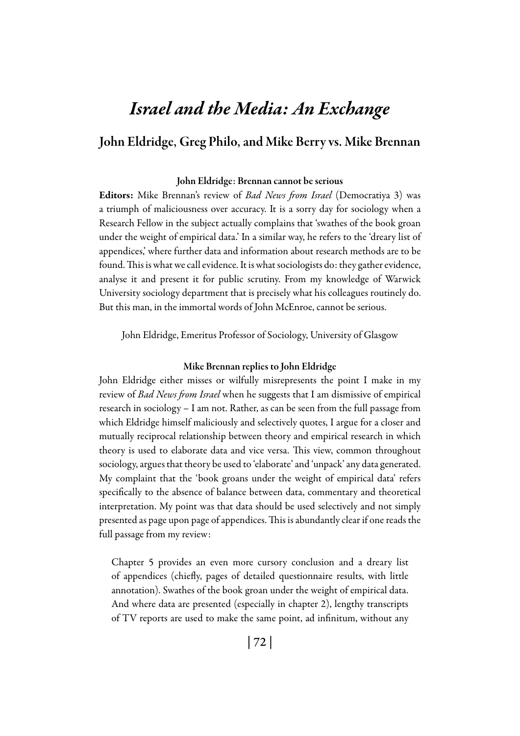# *Israel and the Media: An Exchange*

## John Eldridge, Greg Philo, and Mike Berry vs. Mike Brennan

### John Eldridge: Brennan cannot be serious

**Editors:** Mike Brennan's review of *Bad News from Israel* (Democratiya 3) was a triumph of maliciousness over accuracy. It is a sorry day for sociology when a Research Fellow in the subject actually complains that 'swathes of the book groan under the weight of empirical data.' In a similar way, he refers to the 'dreary list of appendices,' where further data and information about research methods are to be found. This is what we call evidence. It is what sociologists do: they gather evidence, analyse it and present it for public scrutiny. From my knowledge of Warwick University sociology department that is precisely what his colleagues routinely do. But this man, in the immortal words of John McEnroe, cannot be serious.

John Eldridge, Emeritus Professor of Sociology, University of Glasgow

### Mike Brennan replies to John Eldridge

John Eldridge either misses or wilfully misrepresents the point I make in my review of *Bad News from Israel* when he suggests that I am dismissive of empirical research in sociology – I am not. Rather, as can be seen from the full passage from which Eldridge himself maliciously and selectively quotes, I argue for a closer and mutually reciprocal relationship between theory and empirical research in which theory is used to elaborate data and vice versa. This view, common throughout sociology, argues that theory be used to 'elaborate' and 'unpack' any data generated. My complaint that the 'book groans under the weight of empirical data' refers specifically to the absence of balance between data, commentary and theoretical interpretation. My point was that data should be used selectively and not simply presented as page upon page of appendices. This is abundantly clear if one reads the full passage from my review:

> Chapter 5 provides an even more cursory conclusion and a dreary list of appendices (chiefly, pages of detailed questionnaire results, with little annotation). Swathes of the book groan under the weight of empirical data. And where data are presented (especially in chapter 2), lengthy transcripts of TV reports are used to make the same point, ad infinitum, without any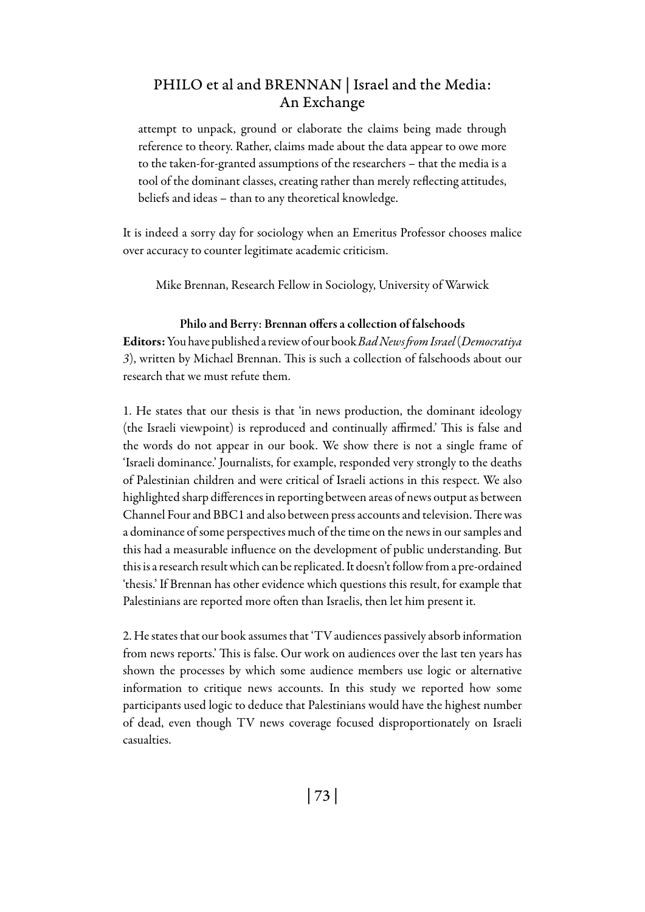> attempt to unpack, ground or elaborate the claims being made through reference to theory. Rather, claims made about the data appear to owe more to the taken-for-granted assumptions of the researchers – that the media is a tool of the dominant classes, creating rather than merely reflecting attitudes, beliefs and ideas – than to any theoretical knowledge.

It is indeed a sorry day for sociology when an Emeritus Professor chooses malice over accuracy to counter legitimate academic criticism.

Mike Brennan, Research Fellow in Sociology, University of Warwick

### Philo and Berry: Brennan offers a collection of falsehoods

**Editors:** You have published a review of our book *Bad News from Israel* (*Democratiya 3*), written by Michael Brennan. This is such a collection of falsehoods about our research that we must refute them.

1. He states that our thesis is that 'in news production, the dominant ideology (the Israeli viewpoint) is reproduced and continually affirmed.' This is false and the words do not appear in our book. We show there is not a single frame of 'Israeli dominance.' Journalists, for example, responded very strongly to the deaths of Palestinian children and were critical of Israeli actions in this respect. We also highlighted sharp differences in reporting between areas of news output as between Channel Four and BBC1 and also between press accounts and television. There was a dominance of some perspectives much of the time on the news in our samples and this had a measurable influence on the development of public understanding. But this is a research result which can be replicated. It doesn't follow from a pre-ordained 'thesis.' If Brennan has other evidence which questions this result, for example that Palestinians are reported more often than Israelis, then let him present it.

2. He states that our book assumes that 'TV audiences passively absorb information from news reports.' This is false. Our work on audiences over the last ten years has shown the processes by which some audience members use logic or alternative information to critique news accounts. In this study we reported how some participants used logic to deduce that Palestinians would have the highest number of dead, even though TV news coverage focused disproportionately on Israeli casualties.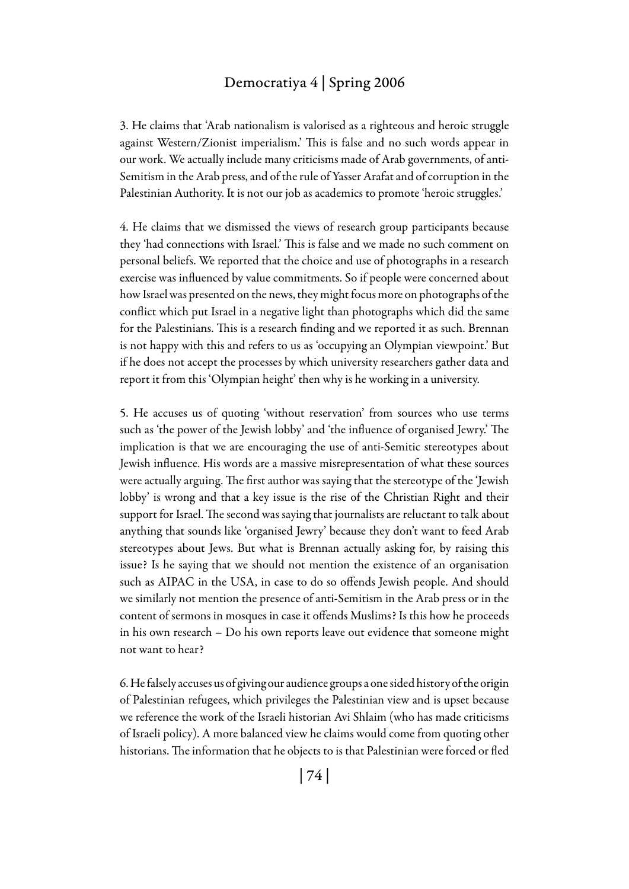3. He claims that 'Arab nationalism is valorised as a righteous and heroic struggle against Western/Zionist imperialism.' This is false and no such words appear in our work. We actually include many criticisms made of Arab governments, of anti-Semitism in the Arab press, and of the rule of Yasser Arafat and of corruption in the Palestinian Authority. It is not our job as academics to promote 'heroic struggles.'

4. He claims that we dismissed the views of research group participants because they 'had connections with Israel.' This is false and we made no such comment on personal beliefs. We reported that the choice and use of photographs in a research exercise was influenced by value commitments. So if people were concerned about how Israel was presented on the news, they might focus more on photographs of the conflict which put Israel in a negative light than photographs which did the same for the Palestinians. This is a research finding and we reported it as such. Brennan is not happy with this and refers to us as 'occupying an Olympian viewpoint.' But if he does not accept the processes by which university researchers gather data and report it from this 'Olympian height' then why is he working in a university.

5. He accuses us of quoting 'without reservation' from sources who use terms such as 'the power of the Jewish lobby' and 'the influence of organised Jewry.' The implication is that we are encouraging the use of anti-Semitic stereotypes about Jewish influence. His words are a massive misrepresentation of what these sources were actually arguing. The first author was saying that the stereotype of the 'Jewish lobby' is wrong and that a key issue is the rise of the Christian Right and their support for Israel. The second was saying that journalists are reluctant to talk about anything that sounds like 'organised Jewry' because they don't want to feed Arab stereotypes about Jews. But what is Brennan actually asking for, by raising this issue? Is he saying that we should not mention the existence of an organisation such as AIPAC in the USA, in case to do so offends Jewish people. And should we similarly not mention the presence of anti-Semitism in the Arab press or in the content of sermons in mosques in case it offends Muslims? Is this how he proceeds in his own research – Do his own reports leave out evidence that someone might not want to hear?

6. He falsely accuses us of giving our audience groups a one sided history of the origin of Palestinian refugees, which privileges the Palestinian view and is upset because we reference the work of the Israeli historian Avi Shlaim (who has made criticisms of Israeli policy). A more balanced view he claims would come from quoting other historians. The information that he objects to is that Palestinian were forced or fled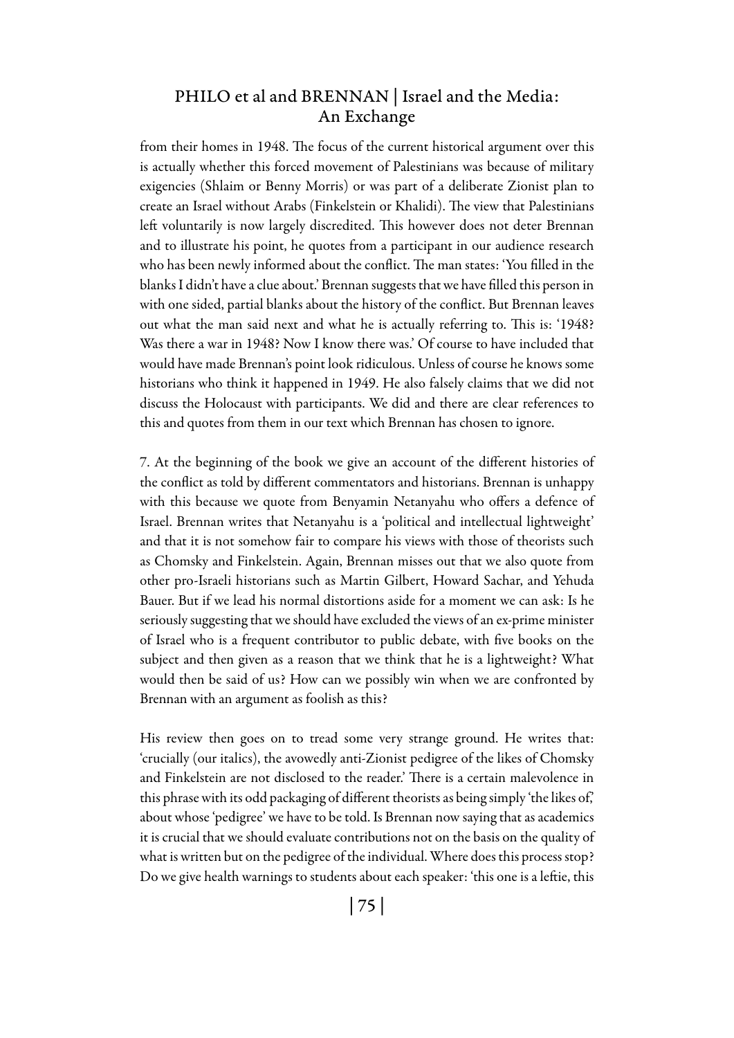from their homes in 1948. The focus of the current historical argument over this is actually whether this forced movement of Palestinians was because of military exigencies (Shlaim or Benny Morris) or was part of a deliberate Zionist plan to create an Israel without Arabs (Finkelstein or Khalidi). The view that Palestinians left voluntarily is now largely discredited. This however does not deter Brennan and to illustrate his point, he quotes from a participant in our audience research who has been newly informed about the conflict. The man states: 'You filled in the blanks I didn't have a clue about.' Brennan suggests that we have filled this person in with one sided, partial blanks about the history of the conflict. But Brennan leaves out what the man said next and what he is actually referring to. This is: '1948? Was there a war in 1948? Now I know there was.' Of course to have included that would have made Brennan's point look ridiculous. Unless of course he knows some historians who think it happened in 1949. He also falsely claims that we did not discuss the Holocaust with participants. We did and there are clear references to this and quotes from them in our text which Brennan has chosen to ignore.

7. At the beginning of the book we give an account of the different histories of the conflict as told by different commentators and historians. Brennan is unhappy with this because we quote from Benyamin Netanyahu who offers a defence of Israel. Brennan writes that Netanyahu is a 'political and intellectual lightweight' and that it is not somehow fair to compare his views with those of theorists such as Chomsky and Finkelstein. Again, Brennan misses out that we also quote from other pro-Israeli historians such as Martin Gilbert, Howard Sachar, and Yehuda Bauer. But if we lead his normal distortions aside for a moment we can ask: Is he seriously suggesting that we should have excluded the views of an ex-prime minister of Israel who is a frequent contributor to public debate, with five books on the subject and then given as a reason that we think that he is a lightweight? What would then be said of us? How can we possibly win when we are confronted by Brennan with an argument as foolish as this?

His review then goes on to tread some very strange ground. He writes that: 'crucially (our italics), the avowedly anti-Zionist pedigree of the likes of Chomsky and Finkelstein are not disclosed to the reader.' There is a certain malevolence in this phrase with its odd packaging of different theorists as being simply 'the likes of,' about whose 'pedigree' we have to be told. Is Brennan now saying that as academics it is crucial that we should evaluate contributions not on the basis on the quality of what is written but on the pedigree of the individual. Where does this process stop? Do we give health warnings to students about each speaker: 'this one is a leftie, this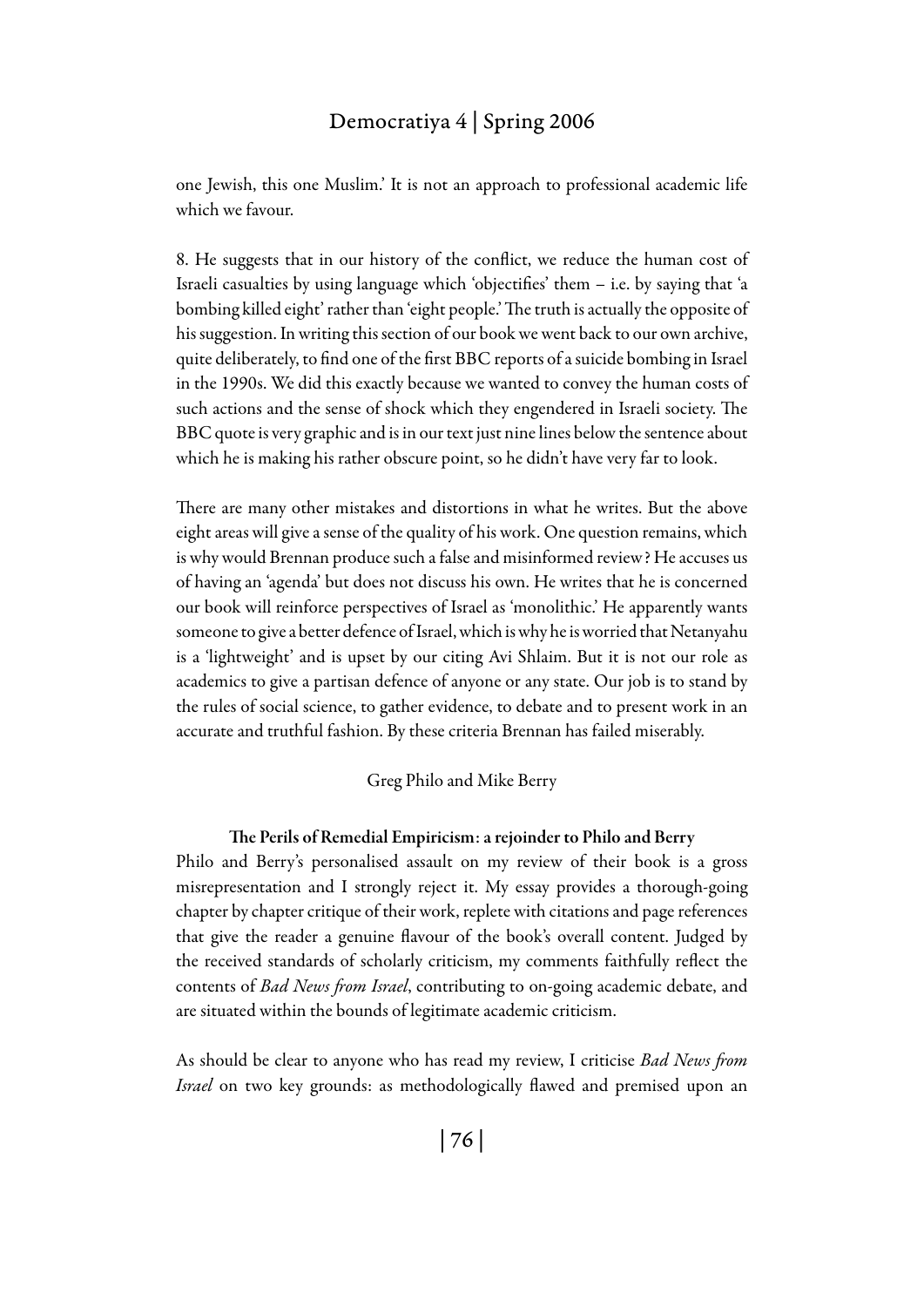one Jewish, this one Muslim.' It is not an approach to professional academic life which we favour.

8. He suggests that in our history of the conflict, we reduce the human cost of Israeli casualties by using language which 'objectifies' them – i.e. by saying that 'a bombing killed eight' rather than 'eight people.' The truth is actually the opposite of his suggestion. In writing this section of our book we went back to our own archive, quite deliberately, to find one of the first BBC reports of a suicide bombing in Israel in the 1990s. We did this exactly because we wanted to convey the human costs of such actions and the sense of shock which they engendered in Israeli society. The BBC quote is very graphic and is in our text just nine lines below the sentence about which he is making his rather obscure point, so he didn't have very far to look.

There are many other mistakes and distortions in what he writes. But the above eight areas will give a sense of the quality of his work. One question remains, which is why would Brennan produce such a false and misinformed review? He accuses us of having an 'agenda' but does not discuss his own. He writes that he is concerned our book will reinforce perspectives of Israel as 'monolithic.' He apparently wants someone to give a better defence of Israel, which is why he is worried that Netanyahu is a 'lightweight' and is upset by our citing Avi Shlaim. But it is not our role as academics to give a partisan defence of anyone or any state. Our job is to stand by the rules of social science, to gather evidence, to debate and to present work in an accurate and truthful fashion. By these criteria Brennan has failed miserably.

Greg Philo and Mike Berry

### The Perils of Remedial Empiricism: a rejoinder to Philo and Berry

Philo and Berry's personalised assault on my review of their book is a gross misrepresentation and I strongly reject it. My essay provides a thorough-going chapter by chapter critique of their work, replete with citations and page references that give the reader a genuine flavour of the book's overall content. Judged by the received standards of scholarly criticism, my comments faithfully reflect the contents of *Bad News from Israel*, contributing to on-going academic debate, and are situated within the bounds of legitimate academic criticism.

As should be clear to anyone who has read my review, I criticise *Bad News from Israel* on two key grounds: as methodologically flawed and premised upon an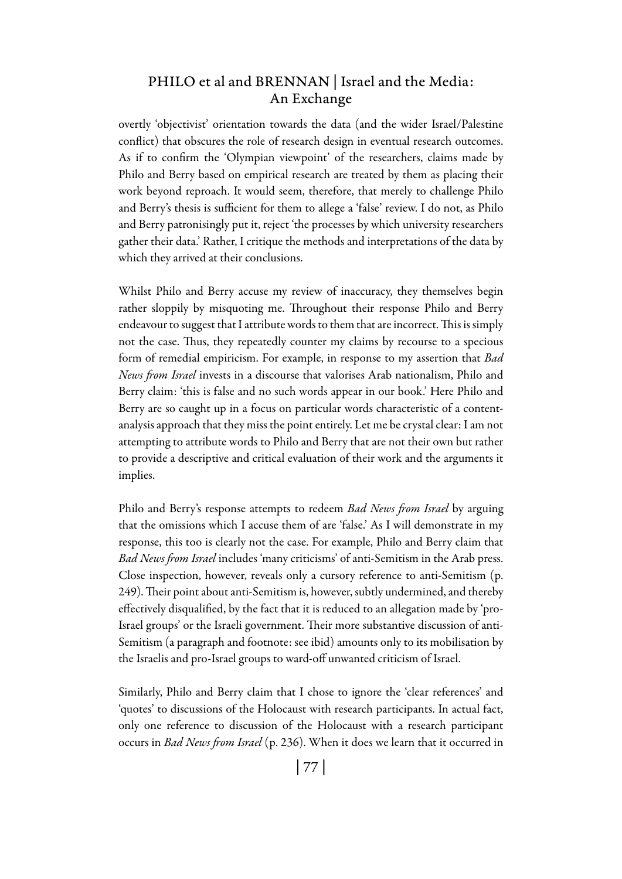overtly 'objectivist' orientation towards the data (and the wider Israel/Palestine conflict) that obscures the role of research design in eventual research outcomes. As if to confirm the 'Olympian viewpoint' of the researchers, claims made by Philo and Berry based on empirical research are treated by them as placing their work beyond reproach. It would seem, therefore, that merely to challenge Philo and Berry's thesis is sufficient for them to allege a 'false' review. I do not, as Philo and Berry patronisingly put it, reject 'the processes by which university researchers gather their data.' Rather, I critique the methods and interpretations of the data by which they arrived at their conclusions.

Whilst Philo and Berry accuse my review of inaccuracy, they themselves begin rather sloppily by misquoting me. Throughout their response Philo and Berry endeavour to suggest that I attribute words to them that are incorrect. This is simply not the case. Thus, they repeatedly counter my claims by recourse to a specious form of remedial empiricism. For example, in response to my assertion that *Bad News from Israel* invests in a discourse that valorises Arab nationalism, Philo and Berry claim: 'this is false and no such words appear in our book.' Here Philo and Berry are so caught up in a focus on particular words characteristic of a content-analysis approach that they miss the point entirely. Let me be crystal clear: I am not attempting to attribute words to Philo and Berry that are not their own but rather to provide a descriptive and critical evaluation of their work and the arguments it implies.

Philo and Berry's response attempts to redeem *Bad News from Israel* by arguing that the omissions which I accuse them of are 'false.' As I will demonstrate in my response, this too is clearly not the case. For example, Philo and Berry claim that *Bad News from Israel* includes 'many criticisms' of anti-Semitism in the Arab press. Close inspection, however, reveals only a cursory reference to anti-Semitism (p. 249). Their point about anti-Semitism is, however, subtly undermined, and thereby effectively disqualified, by the fact that it is reduced to an allegation made by 'pro-Israel groups' or the Israeli government. Their more substantive discussion of anti-Semitism (a paragraph and footnote: see ibid) amounts only to its mobilisation by the Israelis and pro-Israel groups to ward-off unwanted criticism of Israel.

Similarly, Philo and Berry claim that I chose to ignore the 'clear references' and 'quotes' to discussions of the Holocaust with research participants. In actual fact, only one reference to discussion of the Holocaust with a research participant occurs in *Bad News from Israel* (p. 236). When it does we learn that it occurred in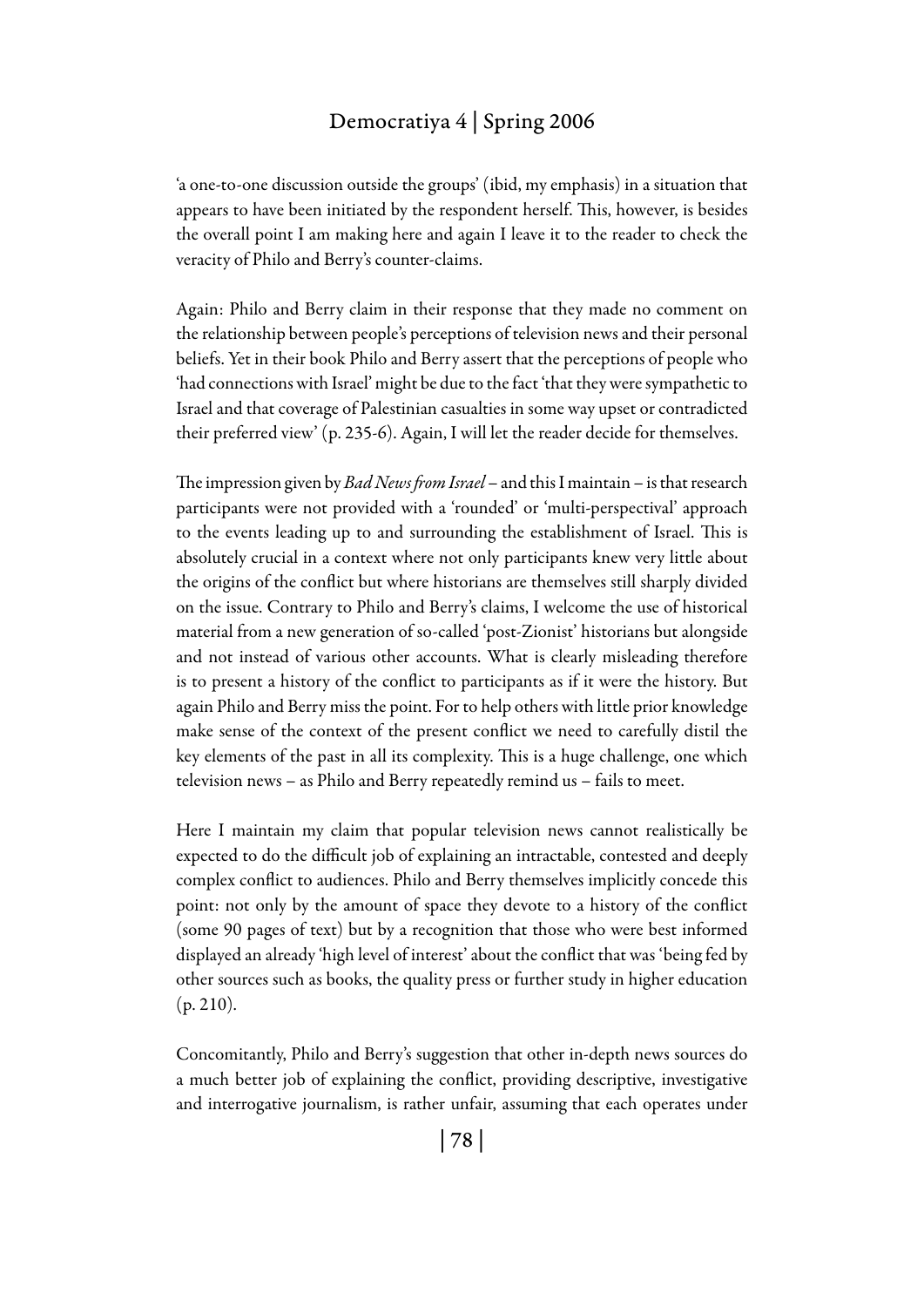'a one-to-one discussion outside the groups' (ibid, my emphasis) in a situation that appears to have been initiated by the respondent herself. This, however, is besides the overall point I am making here and again I leave it to the reader to check the veracity of Philo and Berry's counter-claims.

Again: Philo and Berry claim in their response that they made no comment on the relationship between people's perceptions of television news and their personal beliefs. Yet in their book Philo and Berry assert that the perceptions of people who 'had connections with Israel' might be due to the fact 'that they were sympathetic to Israel and that coverage of Palestinian casualties in some way upset or contradicted their preferred view' (p. 235-6). Again, I will let the reader decide for themselves.

The impression given by *Bad News from Israel* – and this I maintain – is that research participants were not provided with a 'rounded' or 'multi-perspectival' approach to the events leading up to and surrounding the establishment of Israel. This is absolutely crucial in a context where not only participants knew very little about the origins of the conflict but where historians are themselves still sharply divided on the issue. Contrary to Philo and Berry's claims, I welcome the use of historical material from a new generation of so-called 'post-Zionist' historians but alongside and not instead of various other accounts. What is clearly misleading therefore is to present a history of the conflict to participants as if it were the history. But again Philo and Berry miss the point. For to help others with little prior knowledge make sense of the context of the present conflict we need to carefully distil the key elements of the past in all its complexity. This is a huge challenge, one which television news – as Philo and Berry repeatedly remind us – fails to meet.

Here I maintain my claim that popular television news cannot realistically be expected to do the difficult job of explaining an intractable, contested and deeply complex conflict to audiences. Philo and Berry themselves implicitly concede this point: not only by the amount of space they devote to a history of the conflict (some 90 pages of text) but by a recognition that those who were best informed displayed an already 'high level of interest' about the conflict that was 'being fed by other sources such as books, the quality press or further study in higher education (p. 210).

Concomitantly, Philo and Berry's suggestion that other in-depth news sources do a much better job of explaining the conflict, providing descriptive, investigative and interrogative journalism, is rather unfair, assuming that each operates under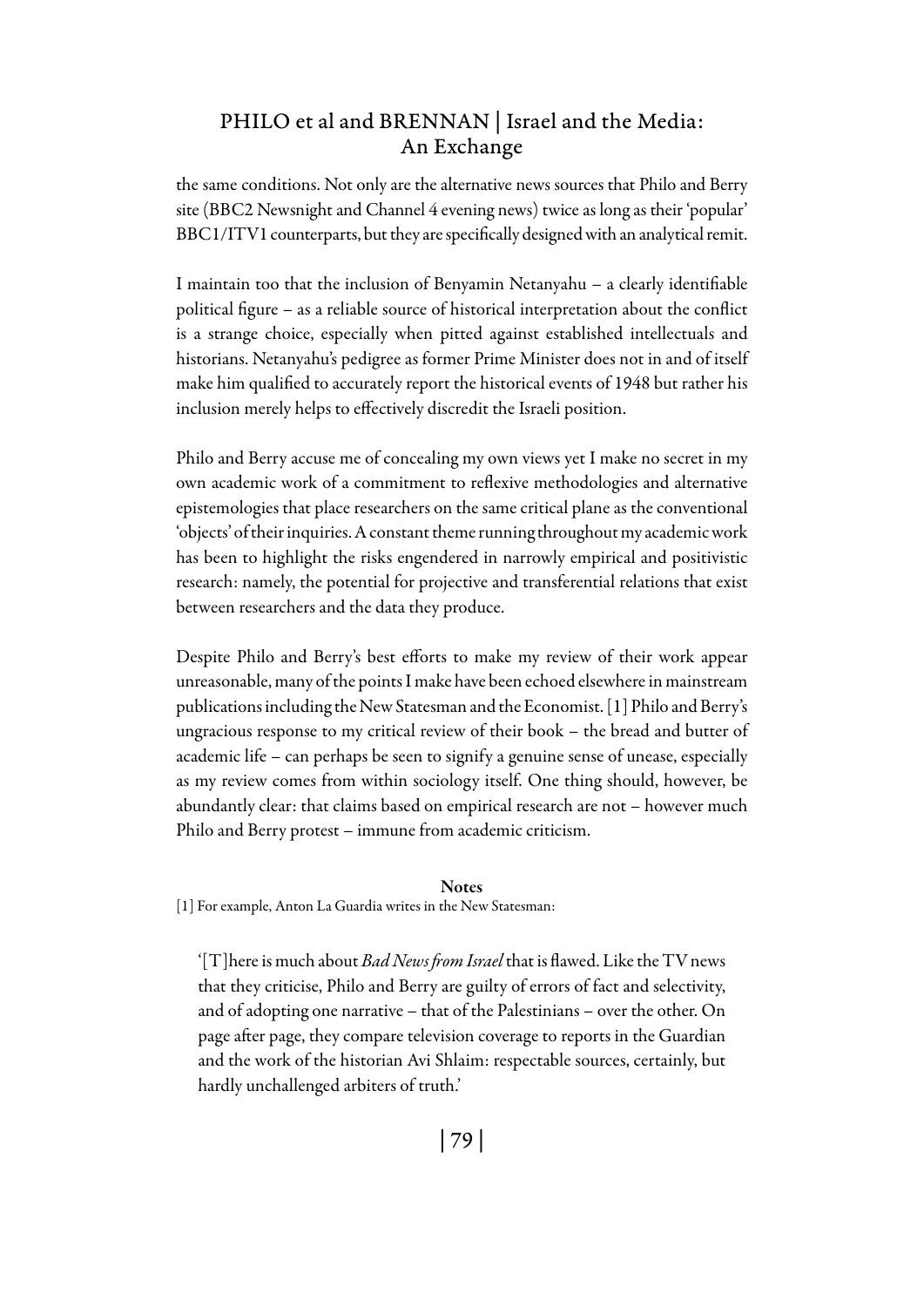the same conditions. Not only are the alternative news sources that Philo and Berry site (BBC2 Newsnight and Channel 4 evening news) twice as long as their 'popular' BBC1/ITV1 counterparts, but they are specifically designed with an analytical remit.

I maintain too that the inclusion of Benyamin Netanyahu – a clearly identifiable political figure – as a reliable source of historical interpretation about the conflict is a strange choice, especially when pitted against established intellectuals and historians. Netanyahu's pedigree as former Prime Minister does not in and of itself make him qualified to accurately report the historical events of 1948 but rather his inclusion merely helps to effectively discredit the Israeli position.

Philo and Berry accuse me of concealing my own views yet I make no secret in my own academic work of a commitment to reflexive methodologies and alternative epistemologies that place researchers on the same critical plane as the conventional 'objects' of their inquiries. A constant theme running throughout my academic work has been to highlight the risks engendered in narrowly empirical and positivistic research: namely, the potential for projective and transferential relations that exist between researchers and the data they produce.

Despite Philo and Berry's best efforts to make my review of their work appear unreasonable, many of the points I make have been echoed elsewhere in mainstream publications including the New Statesman and the Economist. [1] Philo and Berry's ungracious response to my critical review of their book – the bread and butter of academic life – can perhaps be seen to signify a genuine sense of unease, especially as my review comes from within sociology itself. One thing should, however, be abundantly clear: that claims based on empirical research are not – however much Philo and Berry protest – immune from academic criticism.

**Notes**

[1] For example, Anton La Guardia writes in the New Statesman:

> '[T]here is much about *Bad News from Israel* that is flawed. Like the TV news that they criticise, Philo and Berry are guilty of errors of fact and selectivity, and of adopting one narrative – that of the Palestinians – over the other. On page after page, they compare television coverage to reports in the Guardian and the work of the historian Avi Shlaim: respectable sources, certainly, but hardly unchallenged arbiters of truth.'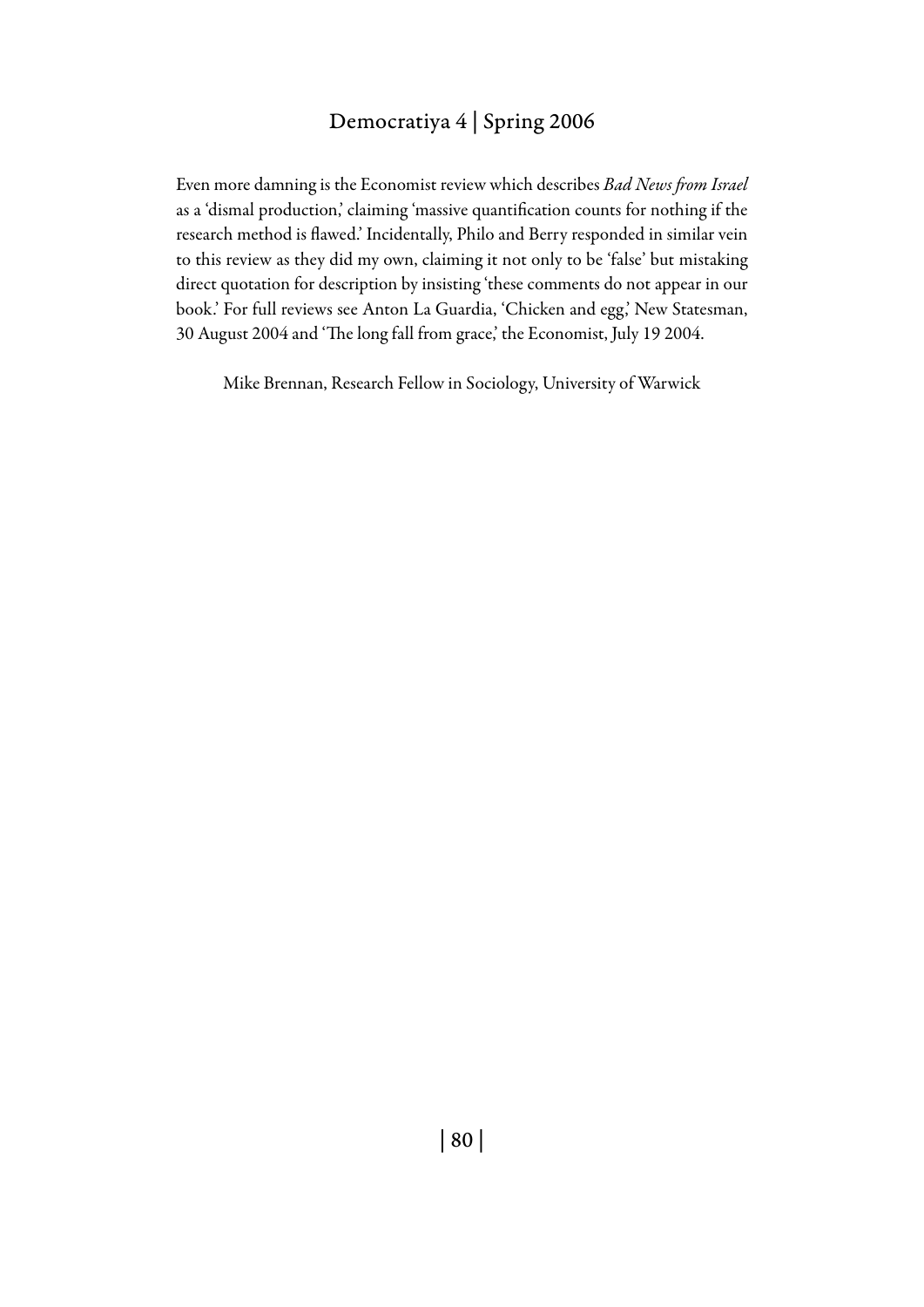Even more damning is the Economist review which describes *Bad News from Israel* as a 'dismal production,' claiming 'massive quantification counts for nothing if the research method is flawed.' Incidentally, Philo and Berry responded in similar vein to this review as they did my own, claiming it not only to be 'false' but mistaking direct quotation for description by insisting 'these comments do not appear in our book.' For full reviews see Anton La Guardia, 'Chicken and egg,' New Statesman, 30 August 2004 and 'The long fall from grace,' the Economist, July 19 2004.

Mike Brennan, Research Fellow in Sociology, University of Warwick